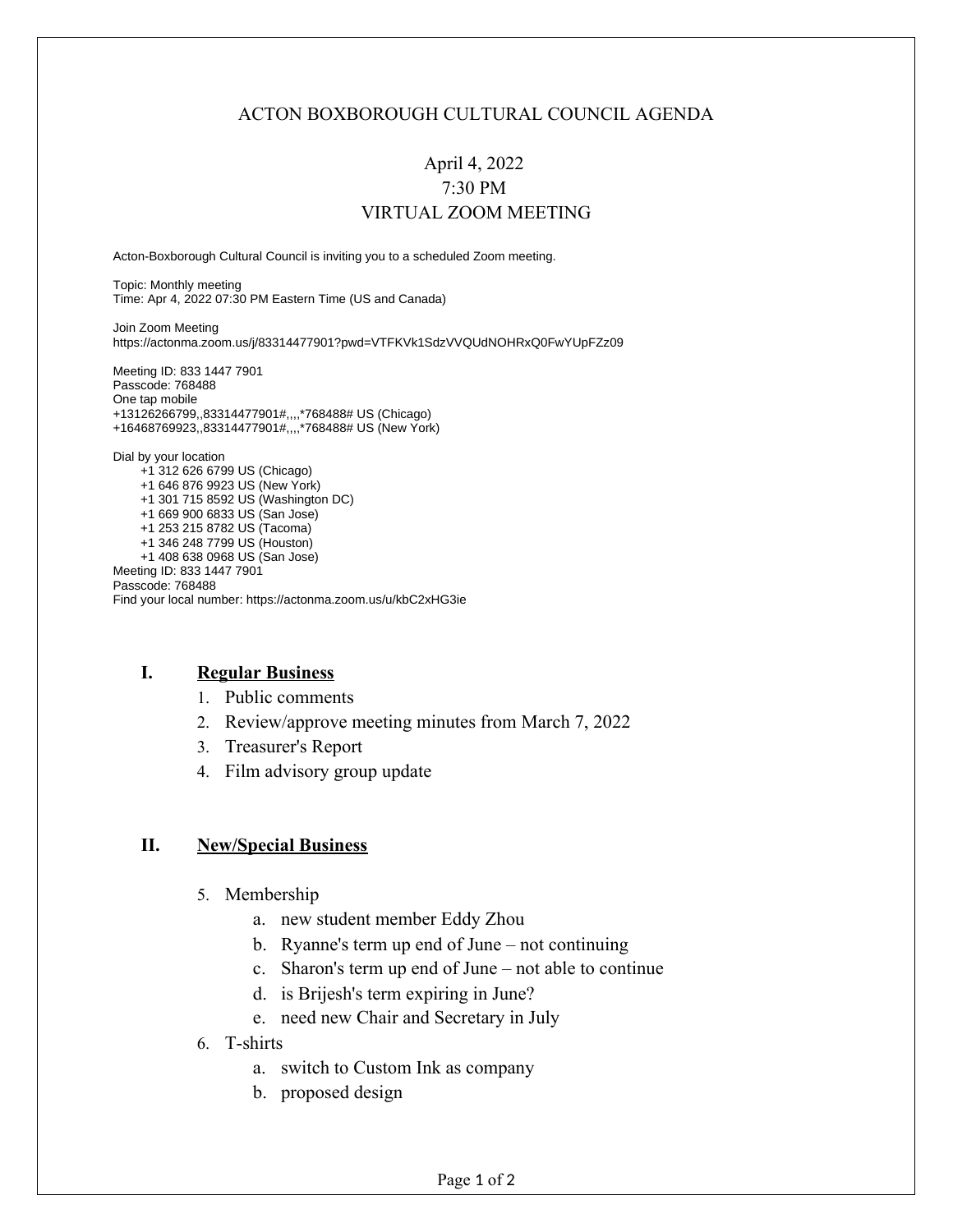# ACTON BOXBOROUGH CULTURAL COUNCIL AGENDA

April 4, 2022
7:30 PM
VIRTUAL ZOOM MEETING

Acton-Boxborough Cultural Council is inviting you to a scheduled Zoom meeting.

Topic: Monthly meeting
Time: Apr 4, 2022 07:30 PM Eastern Time (US and Canada)

Join Zoom Meeting
https://actonma.zoom.us/j/83314477901?pwd=VTFKVk1SdzVVQUdNOHRxQ0FwYUpFZz09

Meeting ID: 833 1447 7901
Passcode: 768488
One tap mobile
+13126266799,,83314477901#,,,,*768488# US (Chicago)
+16468769923,,83314477901#,,,,*768488# US (New York)

Dial by your location
+1 312 626 6799 US (Chicago)
+1 646 876 9923 US (New York)
+1 301 715 8592 US (Washington DC)
+1 669 900 6833 US (San Jose)
+1 253 215 8782 US (Tacoma)
+1 346 248 7799 US (Houston)
+1 408 638 0968 US (San Jose)
Meeting ID: 833 1447 7901
Passcode: 768488
Find your local number: https://actonma.zoom.us/u/kbC2xHG3ie

## I. Regular Business

1. Public comments
2. Review/approve meeting minutes from March 7, 2022
3. Treasurer's Report
4. Film advisory group update

## II. New/Special Business

5. Membership
   a. new student member Eddy Zhou
   b. Ryanne's term up end of June – not continuing
   c. Sharon's term up end of June – not able to continue
   d. is Brijesh's term expiring in June?
   e. need new Chair and Secretary in July
6. T-shirts
   a. switch to Custom Ink as company
   b. proposed design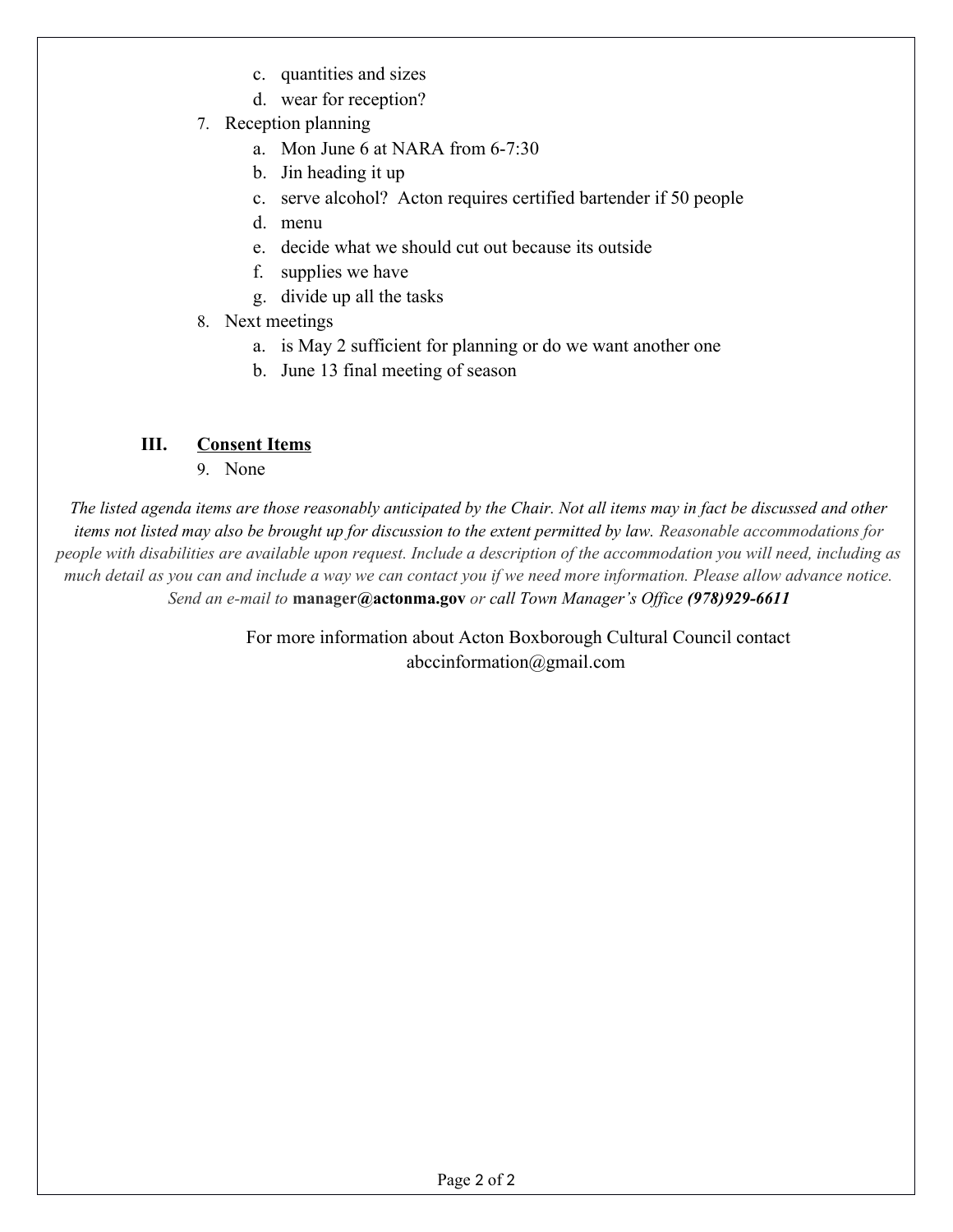c. quantities and sizes
   d. wear for reception?

7. Reception planning
   a. Mon June 6 at NARA from 6-7:30
   b. Jin heading it up
   c. serve alcohol? Acton requires certified bartender if 50 people
   d. menu
   e. decide what we should cut out because its outside
   f. supplies we have
   g. divide up all the tasks

8. Next meetings
   a. is May 2 sufficient for planning or do we want another one
   b. June 13 final meeting of season

## III. Consent Items

9. None

*The listed agenda items are those reasonably anticipated by the Chair. Not all items may in fact be discussed and other items not listed may also be brought up for discussion to the extent permitted by law. Reasonable accommodations for people with disabilities are available upon request. Include a description of the accommodation you will need, including as much detail as you can and include a way we can contact you if we need more information. Please allow advance notice. Send an e-mail to* **manager@actonma.gov** *or call Town Manager's Office* ***(978)929-6611***

For more information about Acton Boxborough Cultural Council contact abccinformation@gmail.com